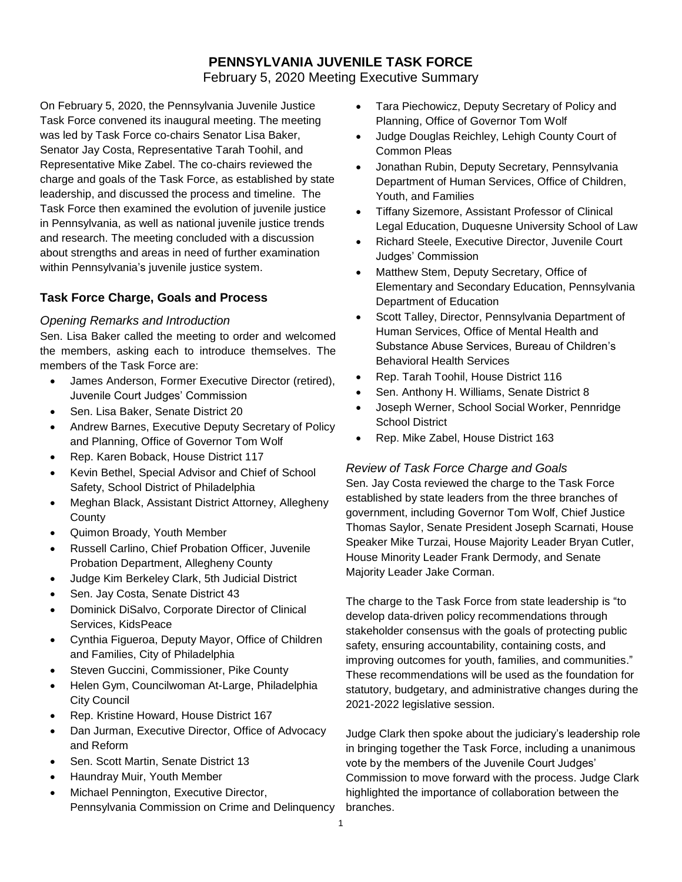# PENNSYLVANIA JUVENILE TASK FORCE

February 5, 2020 Meeting Executive Summary

On February 5, 2020, the Pennsylvania Juvenile Justice Task Force convened its inaugural meeting. The meeting was led by Task Force co-chairs Senator Lisa Baker, Senator Jay Costa, Representative Tarah Toohil, and Representative Mike Zabel. The co-chairs reviewed the charge and goals of the Task Force, as established by state leadership, and discussed the process and timeline. The Task Force then examined the evolution of juvenile justice in Pennsylvania, as well as national juvenile justice trends and research. The meeting concluded with a discussion about strengths and areas in need of further examination within Pennsylvania's juvenile justice system.

## Task Force Charge, Goals and Process

### *Opening Remarks and Introduction*

Sen. Lisa Baker called the meeting to order and welcomed the members, asking each to introduce themselves. The members of the Task Force are:

- James Anderson, Former Executive Director (retired), Juvenile Court Judges' Commission
- Sen. Lisa Baker, Senate District 20
- Andrew Barnes, Executive Deputy Secretary of Policy and Planning, Office of Governor Tom Wolf
- Rep. Karen Boback, House District 117
- Kevin Bethel, Special Advisor and Chief of School Safety, School District of Philadelphia
- Meghan Black, Assistant District Attorney, Allegheny County
- Quimon Broady, Youth Member
- Russell Carlino, Chief Probation Officer, Juvenile Probation Department, Allegheny County
- Judge Kim Berkeley Clark, 5th Judicial District
- Sen. Jay Costa, Senate District 43
- Dominick DiSalvo, Corporate Director of Clinical Services, KidsPeace
- Cynthia Figueroa, Deputy Mayor, Office of Children and Families, City of Philadelphia
- Steven Guccini, Commissioner, Pike County
- Helen Gym, Councilwoman At-Large, Philadelphia City Council
- Rep. Kristine Howard, House District 167
- Dan Jurman, Executive Director, Office of Advocacy and Reform
- Sen. Scott Martin, Senate District 13
- Haundray Muir, Youth Member
- Michael Pennington, Executive Director, Pennsylvania Commission on Crime and Delinquency
- Tara Piechowicz, Deputy Secretary of Policy and Planning, Office of Governor Tom Wolf
- Judge Douglas Reichley, Lehigh County Court of Common Pleas
- Jonathan Rubin, Deputy Secretary, Pennsylvania Department of Human Services, Office of Children, Youth, and Families
- Tiffany Sizemore, Assistant Professor of Clinical Legal Education, Duquesne University School of Law
- Richard Steele, Executive Director, Juvenile Court Judges' Commission
- Matthew Stem, Deputy Secretary, Office of Elementary and Secondary Education, Pennsylvania Department of Education
- Scott Talley, Director, Pennsylvania Department of Human Services, Office of Mental Health and Substance Abuse Services, Bureau of Children's Behavioral Health Services
- Rep. Tarah Toohil, House District 116
- Sen. Anthony H. Williams, Senate District 8
- Joseph Werner, School Social Worker, Pennridge School District
- Rep. Mike Zabel, House District 163

### *Review of Task Force Charge and Goals*

Sen. Jay Costa reviewed the charge to the Task Force established by state leaders from the three branches of government, including Governor Tom Wolf, Chief Justice Thomas Saylor, Senate President Joseph Scarnati, House Speaker Mike Turzai, House Majority Leader Bryan Cutler, House Minority Leader Frank Dermody, and Senate Majority Leader Jake Corman.

The charge to the Task Force from state leadership is "to develop data-driven policy recommendations through stakeholder consensus with the goals of protecting public safety, ensuring accountability, containing costs, and improving outcomes for youth, families, and communities." These recommendations will be used as the foundation for statutory, budgetary, and administrative changes during the 2021-2022 legislative session.

Judge Clark then spoke about the judiciary's leadership role in bringing together the Task Force, including a unanimous vote by the members of the Juvenile Court Judges' Commission to move forward with the process. Judge Clark highlighted the importance of collaboration between the branches.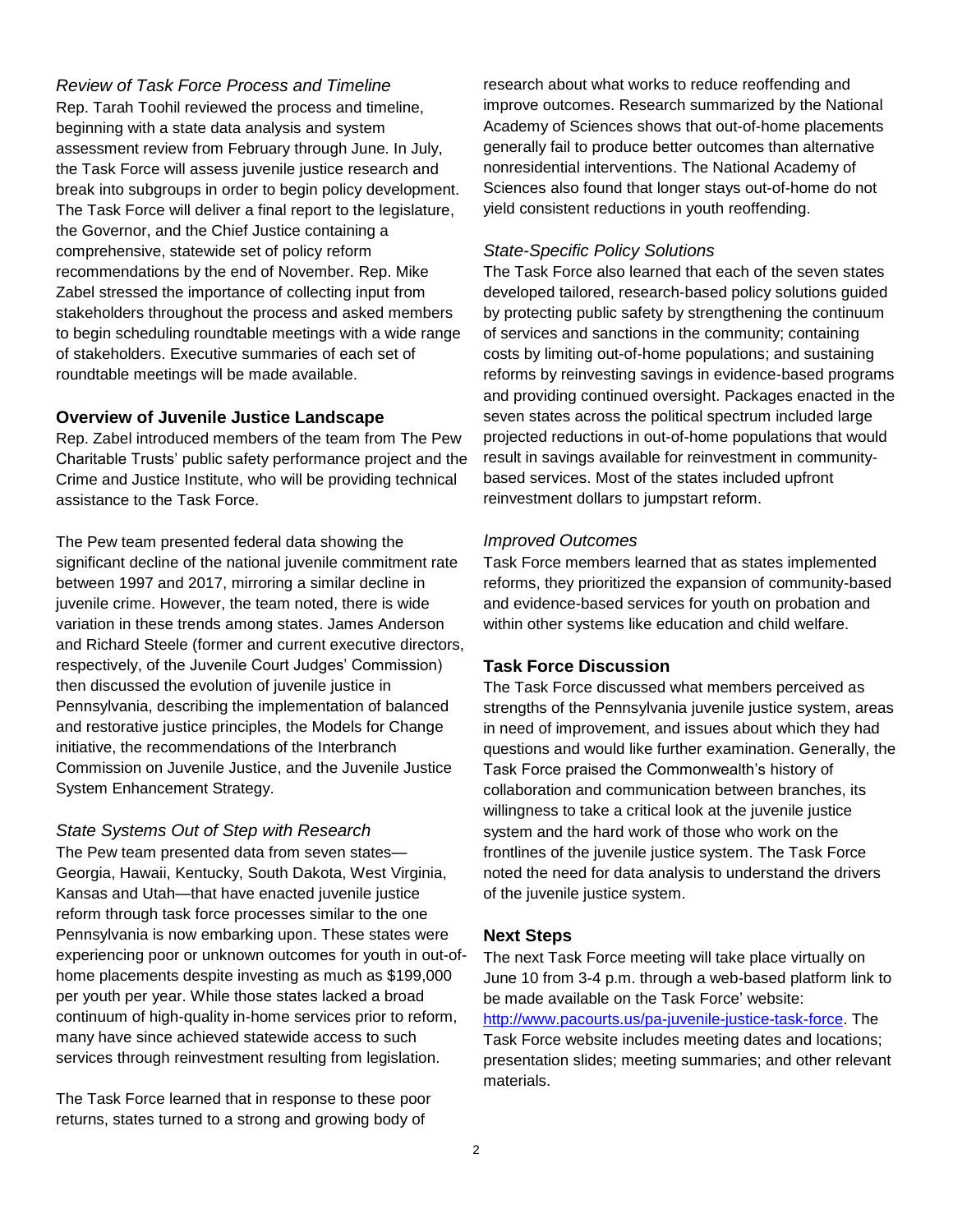*Review of Task Force Process and Timeline*

Rep. Tarah Toohil reviewed the process and timeline, beginning with a state data analysis and system assessment review from February through June. In July, the Task Force will assess juvenile justice research and break into subgroups in order to begin policy development. The Task Force will deliver a final report to the legislature, the Governor, and the Chief Justice containing a comprehensive, statewide set of policy reform recommendations by the end of November. Rep. Mike Zabel stressed the importance of collecting input from stakeholders throughout the process and asked members to begin scheduling roundtable meetings with a wide range of stakeholders. Executive summaries of each set of roundtable meetings will be made available.

## Overview of Juvenile Justice Landscape

Rep. Zabel introduced members of the team from The Pew Charitable Trusts' public safety performance project and the Crime and Justice Institute, who will be providing technical assistance to the Task Force.

The Pew team presented federal data showing the significant decline of the national juvenile commitment rate between 1997 and 2017, mirroring a similar decline in juvenile crime. However, the team noted, there is wide variation in these trends among states. James Anderson and Richard Steele (former and current executive directors, respectively, of the Juvenile Court Judges' Commission) then discussed the evolution of juvenile justice in Pennsylvania, describing the implementation of balanced and restorative justice principles, the Models for Change initiative, the recommendations of the Interbranch Commission on Juvenile Justice, and the Juvenile Justice System Enhancement Strategy.

*State Systems Out of Step with Research*

The Pew team presented data from seven states—Georgia, Hawaii, Kentucky, South Dakota, West Virginia, Kansas and Utah—that have enacted juvenile justice reform through task force processes similar to the one Pennsylvania is now embarking upon. These states were experiencing poor or unknown outcomes for youth in out-of-home placements despite investing as much as $199,000 per youth per year. While those states lacked a broad continuum of high-quality in-home services prior to reform, many have since achieved statewide access to such services through reinvestment resulting from legislation.

The Task Force learned that in response to these poor returns, states turned to a strong and growing body of research about what works to reduce reoffending and improve outcomes. Research summarized by the National Academy of Sciences shows that out-of-home placements generally fail to produce better outcomes than alternative nonresidential interventions. The National Academy of Sciences also found that longer stays out-of-home do not yield consistent reductions in youth reoffending.

*State-Specific Policy Solutions*

The Task Force also learned that each of the seven states developed tailored, research-based policy solutions guided by protecting public safety by strengthening the continuum of services and sanctions in the community; containing costs by limiting out-of-home populations; and sustaining reforms by reinvesting savings in evidence-based programs and providing continued oversight. Packages enacted in the seven states across the political spectrum included large projected reductions in out-of-home populations that would result in savings available for reinvestment in community-based services. Most of the states included upfront reinvestment dollars to jumpstart reform.

*Improved Outcomes*

Task Force members learned that as states implemented reforms, they prioritized the expansion of community-based and evidence-based services for youth on probation and within other systems like education and child welfare.

## Task Force Discussion

The Task Force discussed what members perceived as strengths of the Pennsylvania juvenile justice system, areas in need of improvement, and issues about which they had questions and would like further examination. Generally, the Task Force praised the Commonwealth's history of collaboration and communication between branches, its willingness to take a critical look at the juvenile justice system and the hard work of those who work on the frontlines of the juvenile justice system. The Task Force noted the need for data analysis to understand the drivers of the juvenile justice system.

## Next Steps

The next Task Force meeting will take place virtually on June 10 from 3-4 p.m. through a web-based platform link to be made available on the Task Force' website: [http://www.pacourts.us/pa-juvenile-justice-task-force](http://www.pacourts.us/pa-juvenile-justice-task-force). The Task Force website includes meeting dates and locations; presentation slides; meeting summaries; and other relevant materials.